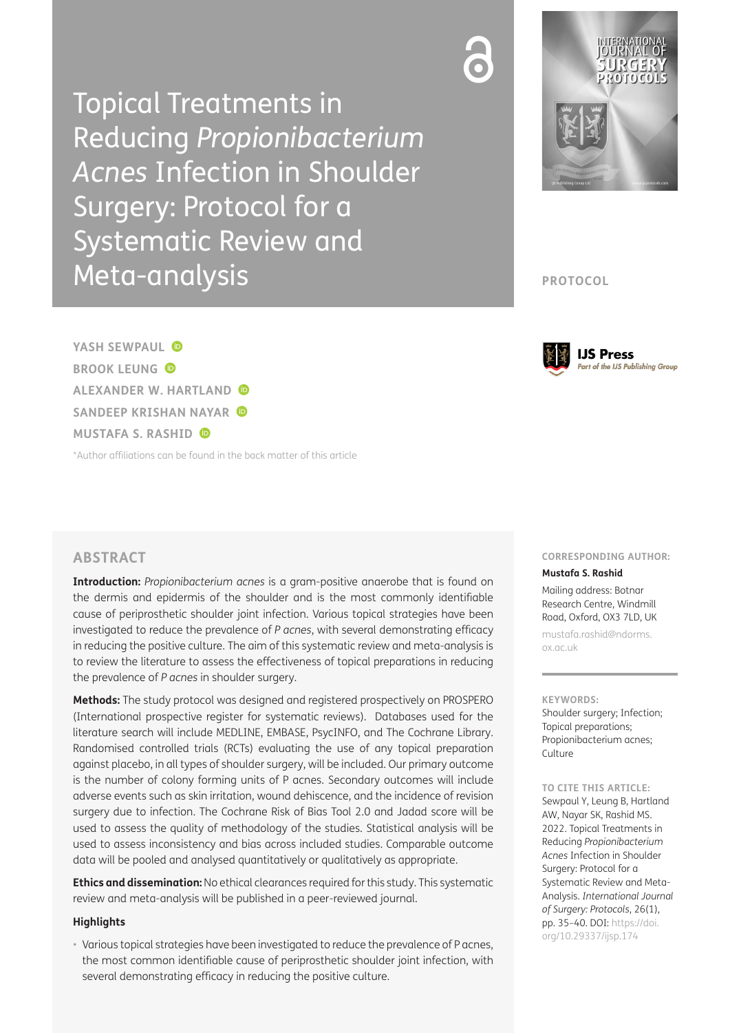# Topical Treatments in Reducing *Propionibacterium Acnes* Infection in Shoulder Surgery: Protocol for a Systematic Review and Meta-analysis

**PROTOCOL**

**YASH SEWPAUL**
**BROOK LEUNG**
**ALEXANDER W. HARTLAND**
**SANDEEP KRISHAN NAYAR**
**MUSTAFA S. RASHID**

*Author affiliations can be found in the back matter of this article

## ABSTRACT

**Introduction:** *Propionibacterium acnes* is a gram-positive anaerobe that is found on the dermis and epidermis of the shoulder and is the most commonly identifiable cause of periprosthetic shoulder joint infection. Various topical strategies have been investigated to reduce the prevalence of *P acnes*, with several demonstrating efficacy in reducing the positive culture. The aim of this systematic review and meta-analysis is to review the literature to assess the effectiveness of topical preparations in reducing the prevalence of *P acnes* in shoulder surgery.

**Methods:** The study protocol was designed and registered prospectively on PROSPERO (International prospective register for systematic reviews). Databases used for the literature search will include MEDLINE, EMBASE, PsycINFO, and The Cochrane Library. Randomised controlled trials (RCTs) evaluating the use of any topical preparation against placebo, in all types of shoulder surgery, will be included. Our primary outcome is the number of colony forming units of P acnes. Secondary outcomes will include adverse events such as skin irritation, wound dehiscence, and the incidence of revision surgery due to infection. The Cochrane Risk of Bias Tool 2.0 and Jadad score will be used to assess the quality of methodology of the studies. Statistical analysis will be used to assess inconsistency and bias across included studies. Comparable outcome data will be pooled and analysed quantitatively or qualitatively as appropriate.

**Ethics and dissemination:** No ethical clearances required for this study. This systematic review and meta-analysis will be published in a peer-reviewed journal.

### Highlights

- Various topical strategies have been investigated to reduce the prevalence of P acnes, the most common identifiable cause of periprosthetic shoulder joint infection, with several demonstrating efficacy in reducing the positive culture.

**CORRESPONDING AUTHOR:**

**Mustafa S. Rashid**

Mailing address: Botnar Research Centre, Windmill Road, Oxford, OX3 7LD, UK

mustafa.rashid@ndorms.ox.ac.uk

**KEYWORDS:**

Shoulder surgery; Infection; Topical preparations; Propionibacterium acnes; Culture

**TO CITE THIS ARTICLE:**

Sewpaul Y, Leung B, Hartland AW, Nayar SK, Rashid MS. 2022. Topical Treatments in Reducing *Propionibacterium Acnes* Infection in Shoulder Surgery: Protocol for a Systematic Review and Meta-Analysis. *International Journal of Surgery: Protocols*, 26(1), pp. 35–40. DOI: https://doi.org/10.29337/ijsp.174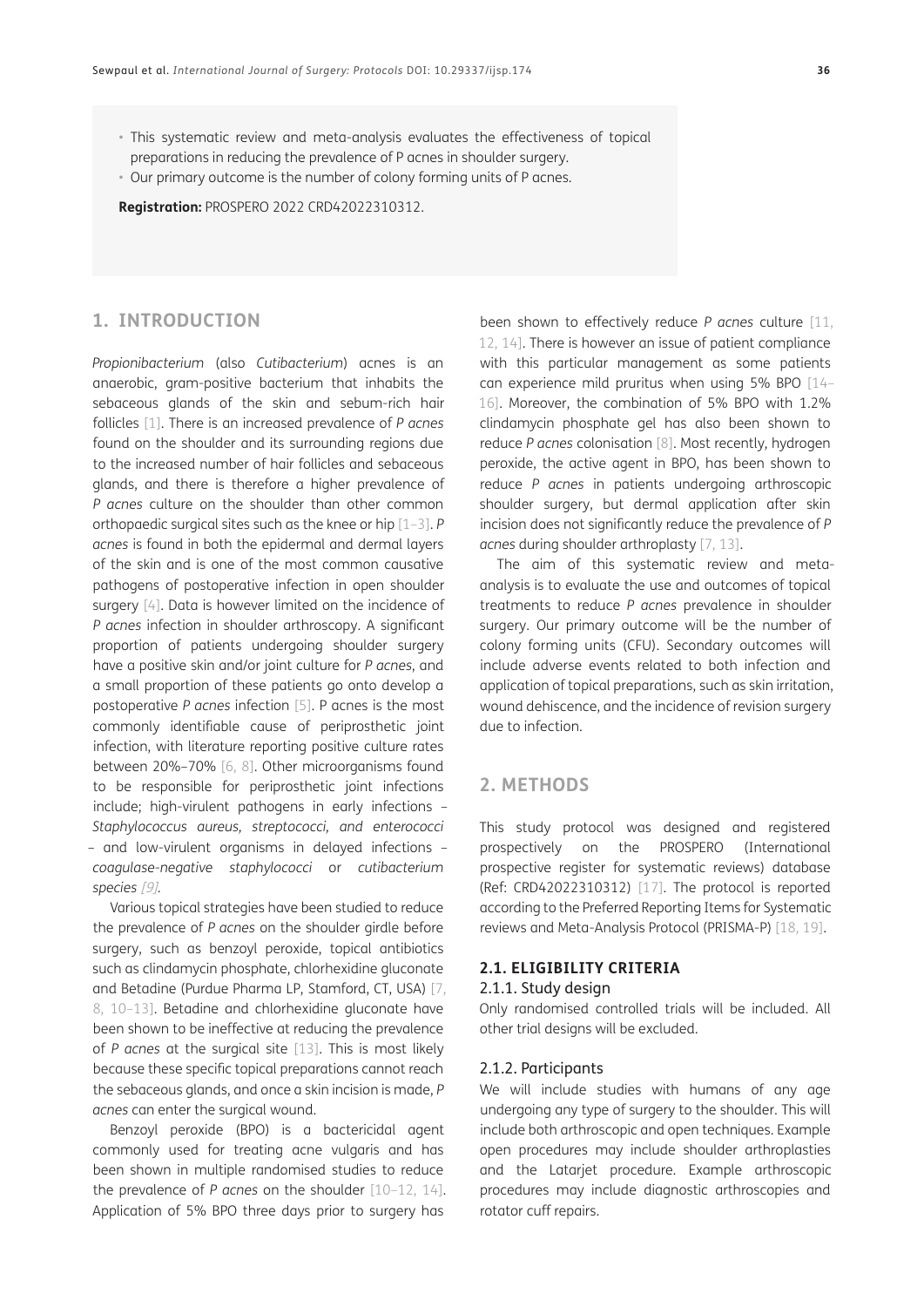- This systematic review and meta-analysis evaluates the effectiveness of topical preparations in reducing the prevalence of P acnes in shoulder surgery.
- Our primary outcome is the number of colony forming units of P acnes.

**Registration:** PROSPERO 2022 CRD42022310312.

## 1. INTRODUCTION

*Propionibacterium* (also *Cutibacterium*) acnes is an anaerobic, gram-positive bacterium that inhabits the sebaceous glands of the skin and sebum-rich hair follicles [1]. There is an increased prevalence of *P acnes* found on the shoulder and its surrounding regions due to the increased number of hair follicles and sebaceous glands, and there is therefore a higher prevalence of *P acnes* culture on the shoulder than other common orthopaedic surgical sites such as the knee or hip [1–3]. *P acnes* is found in both the epidermal and dermal layers of the skin and is one of the most common causative pathogens of postoperative infection in open shoulder surgery [4]. Data is however limited on the incidence of *P acnes* infection in shoulder arthroscopy. A significant proportion of patients undergoing shoulder surgery have a positive skin and/or joint culture for *P acnes*, and a small proportion of these patients go onto develop a postoperative *P acnes* infection [5]. P acnes is the most commonly identifiable cause of periprosthetic joint infection, with literature reporting positive culture rates between 20%–70% [6, 8]. Other microorganisms found to be responsible for periprosthetic joint infections include; high-virulent pathogens in early infections – *Staphylococcus aureus, streptococci, and enterococci* – and low-virulent organisms in delayed infections – *coagulase-negative staphylococci* or *cutibacterium species [9]*.

Various topical strategies have been studied to reduce the prevalence of *P acnes* on the shoulder girdle before surgery, such as benzoyl peroxide, topical antibiotics such as clindamycin phosphate, chlorhexidine gluconate and Betadine (Purdue Pharma LP, Stamford, CT, USA) [7, 8, 10–13]. Betadine and chlorhexidine gluconate have been shown to be ineffective at reducing the prevalence of *P acnes* at the surgical site [13]. This is most likely because these specific topical preparations cannot reach the sebaceous glands, and once a skin incision is made, *P acnes* can enter the surgical wound.

Benzoyl peroxide (BPO) is a bactericidal agent commonly used for treating acne vulgaris and has been shown in multiple randomised studies to reduce the prevalence of *P acnes* on the shoulder [10–12, 14]. Application of 5% BPO three days prior to surgery has been shown to effectively reduce *P acnes* culture [11, 12, 14]. There is however an issue of patient compliance with this particular management as some patients can experience mild pruritus when using 5% BPO [14–16]. Moreover, the combination of 5% BPO with 1.2% clindamycin phosphate gel has also been shown to reduce *P acnes* colonisation [8]. Most recently, hydrogen peroxide, the active agent in BPO, has been shown to reduce *P acnes* in patients undergoing arthroscopic shoulder surgery, but dermal application after skin incision does not significantly reduce the prevalence of *P acnes* during shoulder arthroplasty [7, 13].

The aim of this systematic review and meta-analysis is to evaluate the use and outcomes of topical treatments to reduce *P acnes* prevalence in shoulder surgery. Our primary outcome will be the number of colony forming units (CFU). Secondary outcomes will include adverse events related to both infection and application of topical preparations, such as skin irritation, wound dehiscence, and the incidence of revision surgery due to infection.

## 2. METHODS

This study protocol was designed and registered prospectively on the PROSPERO (International prospective register for systematic reviews) database (Ref: CRD42022310312) [17]. The protocol is reported according to the Preferred Reporting Items for Systematic reviews and Meta-Analysis Protocol (PRISMA-P) [18, 19].

### 2.1. ELIGIBILITY CRITERIA

#### 2.1.1. Study design

Only randomised controlled trials will be included. All other trial designs will be excluded.

#### 2.1.2. Participants

We will include studies with humans of any age undergoing any type of surgery to the shoulder. This will include both arthroscopic and open techniques. Example open procedures may include shoulder arthroplasties and the Latarjet procedure. Example arthroscopic procedures may include diagnostic arthroscopies and rotator cuff repairs.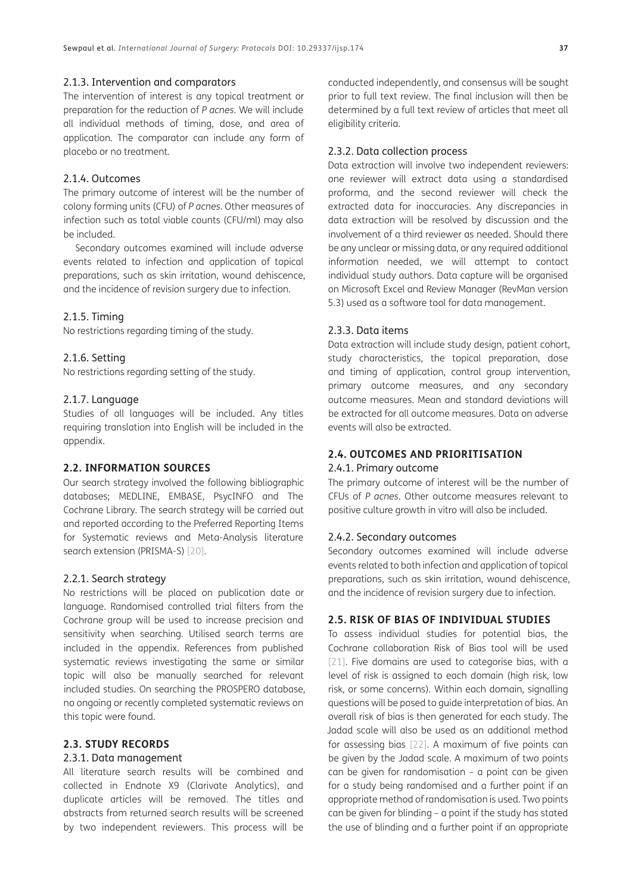### 2.1.3. Intervention and comparators

The intervention of interest is any topical treatment or preparation for the reduction of *P acnes*. We will include all individual methods of timing, dose, and area of application. The comparator can include any form of placebo or no treatment.

### 2.1.4. Outcomes

The primary outcome of interest will be the number of colony forming units (CFU) of *P acnes*. Other measures of infection such as total viable counts (CFU/ml) may also be included.

Secondary outcomes examined will include adverse events related to infection and application of topical preparations, such as skin irritation, wound dehiscence, and the incidence of revision surgery due to infection.

### 2.1.5. Timing

No restrictions regarding timing of the study.

### 2.1.6. Setting

No restrictions regarding setting of the study.

### 2.1.7. Language

Studies of all languages will be included. Any titles requiring translation into English will be included in the appendix.

## 2.2. INFORMATION SOURCES

Our search strategy involved the following bibliographic databases; MEDLINE, EMBASE, PsycINFO and The Cochrane Library. The search strategy will be carried out and reported according to the Preferred Reporting Items for Systematic reviews and Meta-Analysis literature search extension (PRISMA-S) [20].

### 2.2.1. Search strategy

No restrictions will be placed on publication date or language. Randomised controlled trial filters from the Cochrane group will be used to increase precision and sensitivity when searching. Utilised search terms are included in the appendix. References from published systematic reviews investigating the same or similar topic will also be manually searched for relevant included studies. On searching the PROSPERO database, no ongoing or recently completed systematic reviews on this topic were found.

## 2.3. STUDY RECORDS

### 2.3.1. Data management

All literature search results will be combined and collected in Endnote X9 (Clarivate Analytics), and duplicate articles will be removed. The titles and abstracts from returned search results will be screened by two independent reviewers. This process will be conducted independently, and consensus will be sought prior to full text review. The final inclusion will then be determined by a full text review of articles that meet all eligibility criteria.

### 2.3.2. Data collection process

Data extraction will involve two independent reviewers: one reviewer will extract data using a standardised proforma, and the second reviewer will check the extracted data for inaccuracies. Any discrepancies in data extraction will be resolved by discussion and the involvement of a third reviewer as needed. Should there be any unclear or missing data, or any required additional information needed, we will attempt to contact individual study authors. Data capture will be organised on Microsoft Excel and Review Manager (RevMan version 5.3) used as a software tool for data management.

### 2.3.3. Data items

Data extraction will include study design, patient cohort, study characteristics, the topical preparation, dose and timing of application, control group intervention, primary outcome measures, and any secondary outcome measures. Mean and standard deviations will be extracted for all outcome measures. Data on adverse events will also be extracted.

## 2.4. OUTCOMES AND PRIORITISATION

### 2.4.1. Primary outcome

The primary outcome of interest will be the number of CFUs of *P acnes*. Other outcome measures relevant to positive culture growth in vitro will also be included.

### 2.4.2. Secondary outcomes

Secondary outcomes examined will include adverse events related to both infection and application of topical preparations, such as skin irritation, wound dehiscence, and the incidence of revision surgery due to infection.

## 2.5. RISK OF BIAS OF INDIVIDUAL STUDIES

To assess individual studies for potential bias, the Cochrane collaboration Risk of Bias tool will be used [21]. Five domains are used to categorise bias, with a level of risk is assigned to each domain (high risk, low risk, or some concerns). Within each domain, signalling questions will be posed to guide interpretation of bias. An overall risk of bias is then generated for each study. The Jadad scale will also be used as an additional method for assessing bias [22]. A maximum of five points can be given by the Jadad scale. A maximum of two points can be given for randomisation – a point can be given for a study being randomised and a further point if an appropriate method of randomisation is used. Two points can be given for blinding – a point if the study has stated the use of blinding and a further point if an appropriate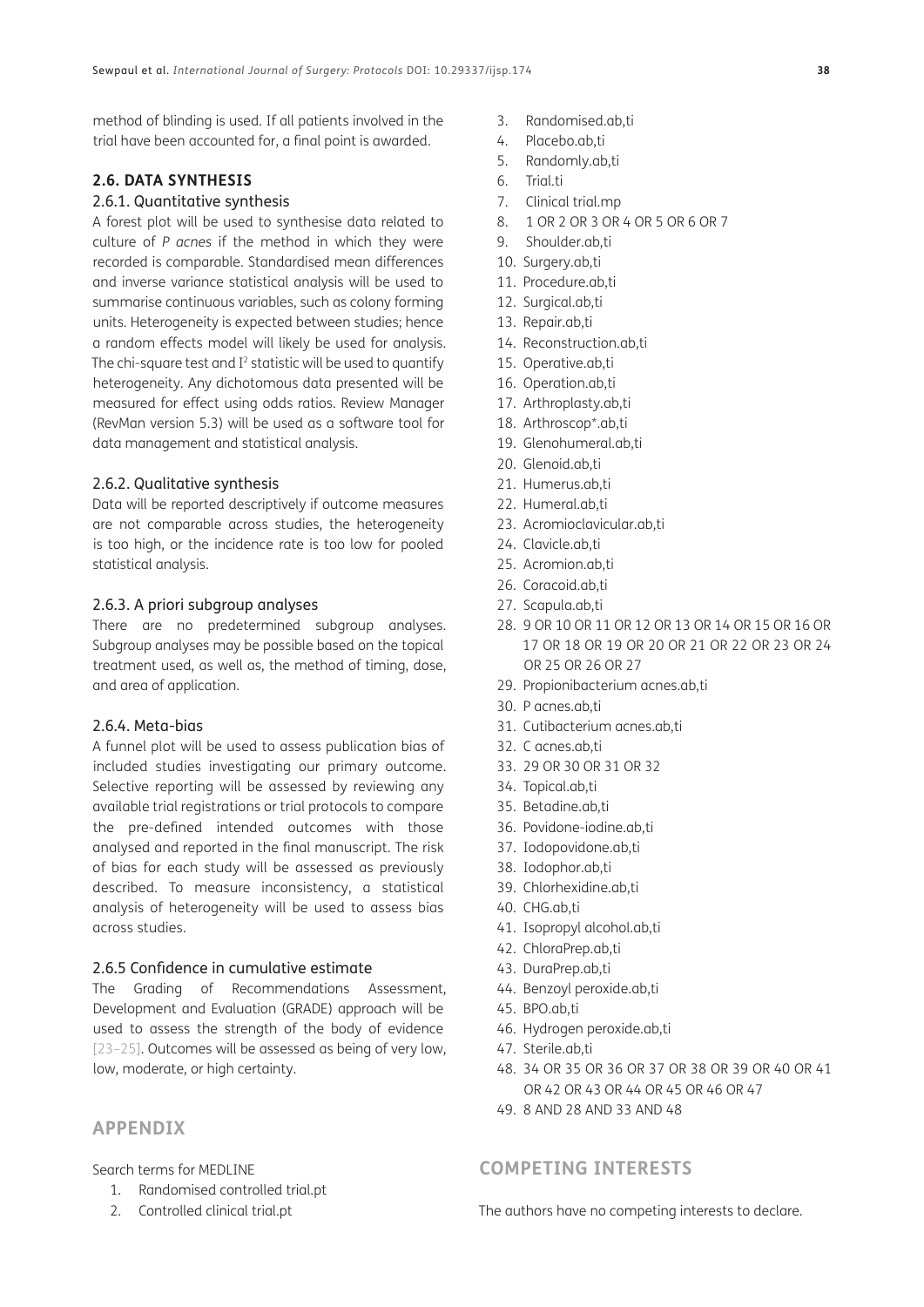method of blinding is used. If all patients involved in the trial have been accounted for, a final point is awarded.

### 2.6. DATA SYNTHESIS

#### 2.6.1. Quantitative synthesis

A forest plot will be used to synthesise data related to culture of *P acnes* if the method in which they were recorded is comparable. Standardised mean differences and inverse variance statistical analysis will be used to summarise continuous variables, such as colony forming units. Heterogeneity is expected between studies; hence a random effects model will likely be used for analysis. The chi-square test and $I^2$ statistic will be used to quantify heterogeneity. Any dichotomous data presented will be measured for effect using odds ratios. Review Manager (RevMan version 5.3) will be used as a software tool for data management and statistical analysis.

#### 2.6.2. Qualitative synthesis

Data will be reported descriptively if outcome measures are not comparable across studies, the heterogeneity is too high, or the incidence rate is too low for pooled statistical analysis.

#### 2.6.3. A priori subgroup analyses

There are no predetermined subgroup analyses. Subgroup analyses may be possible based on the topical treatment used, as well as, the method of timing, dose, and area of application.

#### 2.6.4. Meta-bias

A funnel plot will be used to assess publication bias of included studies investigating our primary outcome. Selective reporting will be assessed by reviewing any available trial registrations or trial protocols to compare the pre-defined intended outcomes with those analysed and reported in the final manuscript. The risk of bias for each study will be assessed as previously described. To measure inconsistency, a statistical analysis of heterogeneity will be used to assess bias across studies.

#### 2.6.5 Confidence in cumulative estimate

The Grading of Recommendations Assessment, Development and Evaluation (GRADE) approach will be used to assess the strength of the body of evidence [23–25]. Outcomes will be assessed as being of very low, low, moderate, or high certainty.

## APPENDIX

Search terms for MEDLINE

1. Randomised controlled trial.pt
2. Controlled clinical trial.pt
3. Randomised.ab,ti
4. Placebo.ab,ti
5. Randomly.ab,ti
6. Trial.ti
7. Clinical trial.mp
8. 1 OR 2 OR 3 OR 4 OR 5 OR 6 OR 7
9. Shoulder.ab,ti
10. Surgery.ab,ti
11. Procedure.ab,ti
12. Surgical.ab,ti
13. Repair.ab,ti
14. Reconstruction.ab,ti
15. Operative.ab,ti
16. Operation.ab,ti
17. Arthroplasty.ab,ti
18. Arthroscop*.ab,ti
19. Glenohumeral.ab,ti
20. Glenoid.ab,ti
21. Humerus.ab,ti
22. Humeral.ab,ti
23. Acromioclavicular.ab,ti
24. Clavicle.ab,ti
25. Acromion.ab,ti
26. Coracoid.ab,ti
27. Scapula.ab,ti
28. 9 OR 10 OR 11 OR 12 OR 13 OR 14 OR 15 OR 16 OR 17 OR 18 OR 19 OR 20 OR 21 OR 22 OR 23 OR 24 OR 25 OR 26 OR 27
29. Propionibacterium acnes.ab,ti
30. P acnes.ab,ti
31. Cutibacterium acnes.ab,ti
32. C acnes.ab,ti
33. 29 OR 30 OR 31 OR 32
34. Topical.ab,ti
35. Betadine.ab,ti
36. Povidone-iodine.ab,ti
37. Iodopovidone.ab,ti
38. Iodophor.ab,ti
39. Chlorhexidine.ab,ti
40. CHG.ab,ti
41. Isopropyl alcohol.ab,ti
42. ChloraPrep.ab,ti
43. DuraPrep.ab,ti
44. Benzoyl peroxide.ab,ti
45. BPO.ab,ti
46. Hydrogen peroxide.ab,ti
47. Sterile.ab,ti
48. 34 OR 35 OR 36 OR 37 OR 38 OR 39 OR 40 OR 41 OR 42 OR 43 OR 44 OR 45 OR 46 OR 47
49. 8 AND 28 AND 33 AND 48

## COMPETING INTERESTS

The authors have no competing interests to declare.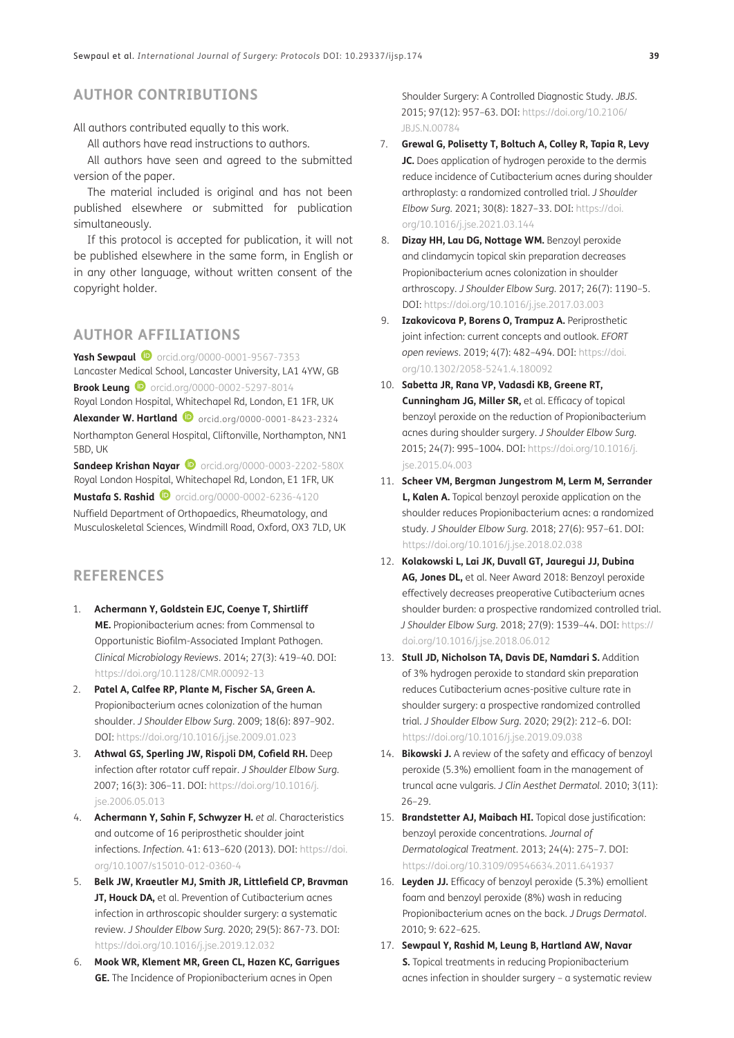## AUTHOR CONTRIBUTIONS

All authors contributed equally to this work.

All authors have read instructions to authors.

All authors have seen and agreed to the submitted version of the paper.

The material included is original and has not been published elsewhere or submitted for publication simultaneously.

If this protocol is accepted for publication, it will not be published elsewhere in the same form, in English or in any other language, without written consent of the copyright holder.

## AUTHOR AFFILIATIONS

**Yash Sewpaul** orcid.org/0000-0001-9567-7353
Lancaster Medical School, Lancaster University, LA1 4YW, GB

**Brook Leung** orcid.org/0000-0002-5297-8014
Royal London Hospital, Whitechapel Rd, London, E1 1FR, UK

**Alexander W. Hartland** orcid.org/0000-0001-8423-2324
Northampton General Hospital, Cliftonville, Northampton, NN1 5BD, UK

**Sandeep Krishan Nayar** orcid.org/0000-0003-2202-580X
Royal London Hospital, Whitechapel Rd, London, E1 1FR, UK

**Mustafa S. Rashid** orcid.org/0000-0002-6236-4120
Nuffield Department of Orthopaedics, Rheumatology, and Musculoskeletal Sciences, Windmill Road, Oxford, OX3 7LD, UK

## REFERENCES

1. **Achermann Y, Goldstein EJC, Coenye T, Shirtliff ME.** Propionibacterium acnes: from Commensal to Opportunistic Biofilm-Associated Implant Pathogen. *Clinical Microbiology Reviews*. 2014; 27(3): 419–40. DOI: https://doi.org/10.1128/CMR.00092-13
2. **Patel A, Calfee RP, Plante M, Fischer SA, Green A.** Propionibacterium acnes colonization of the human shoulder. *J Shoulder Elbow Surg*. 2009; 18(6): 897–902. DOI: https://doi.org/10.1016/j.jse.2009.01.023
3. **Athwal GS, Sperling JW, Rispoli DM, Cofield RH.** Deep infection after rotator cuff repair. *J Shoulder Elbow Surg*. 2007; 16(3): 306–11. DOI: https://doi.org/10.1016/j.jse.2006.05.013
4. **Achermann Y, Sahin F, Schwyzer H.** *et al.* Characteristics and outcome of 16 periprosthetic shoulder joint infections. *Infection*. 41: 613–620 (2013). DOI: https://doi.org/10.1007/s15010-012-0360-4
5. **Belk JW, Kraeutler MJ, Smith JR, Littlefield CP, Bravman JT, Houck DA,** et al. Prevention of Cutibacterium acnes infection in arthroscopic shoulder surgery: a systematic review. *J Shoulder Elbow Surg*. 2020; 29(5): 867-73. DOI: https://doi.org/10.1016/j.jse.2019.12.032
6. **Mook WR, Klement MR, Green CL, Hazen KC, Garrigues GE.** The Incidence of Propionibacterium acnes in Open Shoulder Surgery: A Controlled Diagnostic Study. *JBJS*. 2015; 97(12): 957–63. DOI: https://doi.org/10.2106/JBJS.N.00784
7. **Grewal G, Polisetty T, Boltuch A, Colley R, Tapia R, Levy JC.** Does application of hydrogen peroxide to the dermis reduce incidence of Cutibacterium acnes during shoulder arthroplasty: a randomized controlled trial. *J Shoulder Elbow Surg*. 2021; 30(8): 1827–33. DOI: https://doi.org/10.1016/j.jse.2021.03.144
8. **Dizay HH, Lau DG, Nottage WM.** Benzoyl peroxide and clindamycin topical skin preparation decreases Propionibacterium acnes colonization in shoulder arthroscopy. *J Shoulder Elbow Surg*. 2017; 26(7): 1190–5. DOI: https://doi.org/10.1016/j.jse.2017.03.003
9. **Izakovicova P, Borens O, Trampuz A.** Periprosthetic joint infection: current concepts and outlook. *EFORT open reviews*. 2019; 4(7): 482–494. DOI: https://doi.org/10.1302/2058-5241.4.180092
10. **Sabetta JR, Rana VP, Vadasdi KB, Greene RT, Cunningham JG, Miller SR,** et al. Efficacy of topical benzoyl peroxide on the reduction of Propionibacterium acnes during shoulder surgery. *J Shoulder Elbow Surg*. 2015; 24(7): 995–1004. DOI: https://doi.org/10.1016/j.jse.2015.04.003
11. **Scheer VM, Bergman Jungestrom M, Lerm M, Serrander L, Kalen A.** Topical benzoyl peroxide application on the shoulder reduces Propionibacterium acnes: a randomized study. *J Shoulder Elbow Surg*. 2018; 27(6): 957–61. DOI: https://doi.org/10.1016/j.jse.2018.02.038
12. **Kolakowski L, Lai JK, Duvall GT, Jauregui JJ, Dubina AG, Jones DL,** et al. Neer Award 2018: Benzoyl peroxide effectively decreases preoperative Cutibacterium acnes shoulder burden: a prospective randomized controlled trial. *J Shoulder Elbow Surg*. 2018; 27(9): 1539–44. DOI: https://doi.org/10.1016/j.jse.2018.06.012
13. **Stull JD, Nicholson TA, Davis DE, Namdari S.** Addition of 3% hydrogen peroxide to standard skin preparation reduces Cutibacterium acnes-positive culture rate in shoulder surgery: a prospective randomized controlled trial. *J Shoulder Elbow Surg*. 2020; 29(2): 212–6. DOI: https://doi.org/10.1016/j.jse.2019.09.038
14. **Bikowski J.** A review of the safety and efficacy of benzoyl peroxide (5.3%) emollient foam in the management of truncal acne vulgaris. *J Clin Aesthet Dermatol*. 2010; 3(11): 26–29.
15. **Brandstetter AJ, Maibach HI.** Topical dose justification: benzoyl peroxide concentrations. *Journal of Dermatological Treatment*. 2013; 24(4): 275–7. DOI: https://doi.org/10.3109/09546634.2011.641937
16. **Leyden JJ.** Efficacy of benzoyl peroxide (5.3%) emollient foam and benzoyl peroxide (8%) wash in reducing Propionibacterium acnes on the back. *J Drugs Dermatol*. 2010; 9: 622–625.
17. **Sewpaul Y, Rashid M, Leung B, Hartland AW, Navar S.** Topical treatments in reducing Propionibacterium acnes infection in shoulder surgery – a systematic review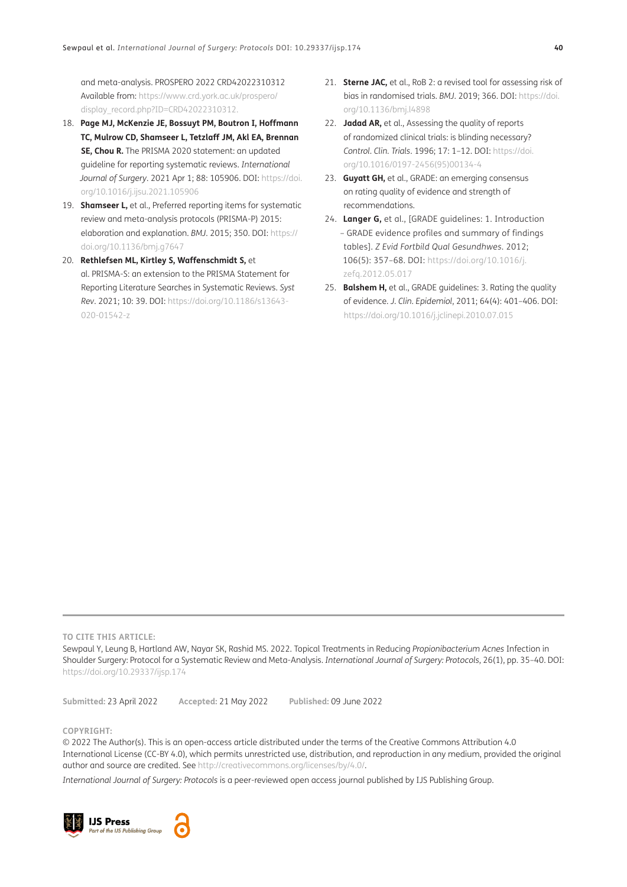and meta-analysis. PROSPERO 2022 CRD42022310312 Available from: https://www.crd.york.ac.uk/prospero/display_record.php?ID=CRD42022310312.

18. **Page MJ, McKenzie JE, Bossuyt PM, Boutron I, Hoffmann TC, Mulrow CD, Shamseer L, Tetzlaff JM, Akl EA, Brennan SE, Chou R.** The PRISMA 2020 statement: an updated guideline for reporting systematic reviews. *International Journal of Surgery*. 2021 Apr 1; 88: 105906. DOI: https://doi.org/10.1016/j.ijsu.2021.105906
19. **Shamseer L,** et al., Preferred reporting items for systematic review and meta-analysis protocols (PRISMA-P) 2015: elaboration and explanation. *BMJ*. 2015; 350. DOI: https://doi.org/10.1136/bmj.g7647
20. **Rethlefsen ML, Kirtley S, Waffenschmidt S,** et al. PRISMA-S: an extension to the PRISMA Statement for Reporting Literature Searches in Systematic Reviews. *Syst Rev*. 2021; 10: 39. DOI: https://doi.org/10.1186/s13643-020-01542-z
21. **Sterne JAC,** et al., RoB 2: a revised tool for assessing risk of bias in randomised trials. *BMJ*. 2019; 366. DOI: https://doi.org/10.1136/bmj.l4898
22. **Jadad AR,** et al., Assessing the quality of reports of randomized clinical trials: is blinding necessary? *Control. Clin. Trials*. 1996; 17: 1–12. DOI: https://doi.org/10.1016/0197-2456(95)00134-4
23. **Guyatt GH,** et al., GRADE: an emerging consensus on rating quality of evidence and strength of recommendations.
24. **Langer G,** et al., [GRADE guidelines: 1. Introduction – GRADE evidence profiles and summary of findings tables]. *Z Evid Fortbild Qual Gesundhwes*. 2012; 106(5): 357–68. DOI: https://doi.org/10.1016/j.zefq.2012.05.017
25. **Balshem H,** et al., GRADE guidelines: 3. Rating the quality of evidence. *J. Clin. Epidemiol*, 2011; 64(4): 401–406. DOI: https://doi.org/10.1016/j.jclinepi.2010.07.015

**TO CITE THIS ARTICLE:**

Sewpaul Y, Leung B, Hartland AW, Nayar SK, Rashid MS. 2022. Topical Treatments in Reducing *Propionibacterium Acnes* Infection in Shoulder Surgery: Protocol for a Systematic Review and Meta-Analysis. *International Journal of Surgery: Protocols*, 26(1), pp. 35–40. DOI: https://doi.org/10.29337/ijsp.174

**Submitted:** 23 April 2022 **Accepted:** 21 May 2022 **Published:** 09 June 2022

**COPYRIGHT:**

© 2022 The Author(s). This is an open-access article distributed under the terms of the Creative Commons Attribution 4.0 International License (CC-BY 4.0), which permits unrestricted use, distribution, and reproduction in any medium, provided the original author and source are credited. See http://creativecommons.org/licenses/by/4.0/.

*International Journal of Surgery: Protocols* is a peer-reviewed open access journal published by IJS Publishing Group.